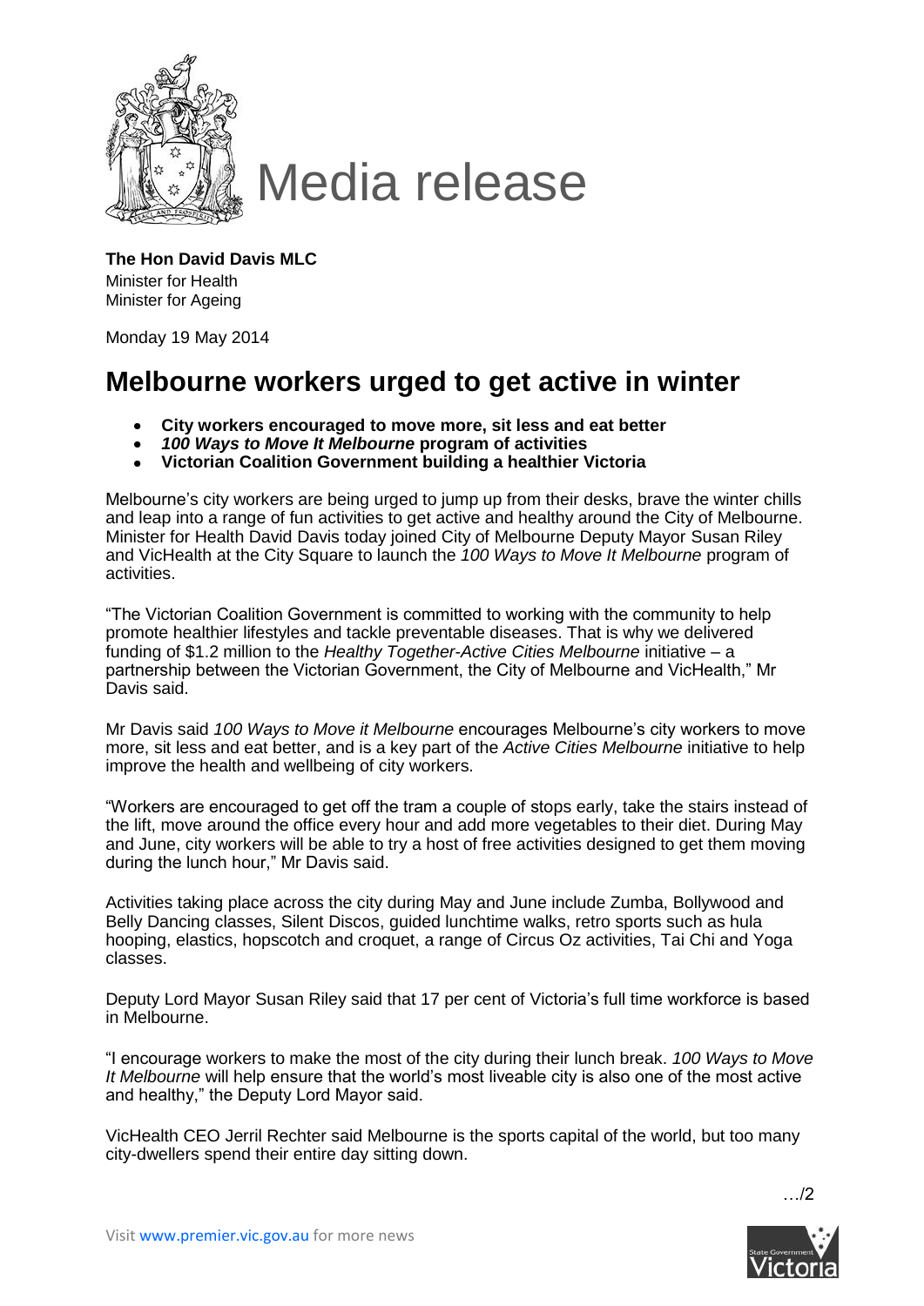# Media release

**The Hon David Davis MLC**
Minister for Health
Minister for Ageing

Monday 19 May 2014

## Melbourne workers urged to get active in winter

- **City workers encouraged to move more, sit less and eat better**
- ***100 Ways to Move It Melbourne* program of activities**
- **Victorian Coalition Government building a healthier Victoria**

Melbourne's city workers are being urged to jump up from their desks, brave the winter chills and leap into a range of fun activities to get active and healthy around the City of Melbourne. Minister for Health David Davis today joined City of Melbourne Deputy Mayor Susan Riley and VicHealth at the City Square to launch the *100 Ways to Move It Melbourne* program of activities.

"The Victorian Coalition Government is committed to working with the community to help promote healthier lifestyles and tackle preventable diseases. That is why we delivered funding of $1.2 million to the *Healthy Together-Active Cities Melbourne* initiative – a partnership between the Victorian Government, the City of Melbourne and VicHealth," Mr Davis said.

Mr Davis said *100 Ways to Move it Melbourne* encourages Melbourne's city workers to move more, sit less and eat better, and is a key part of the *Active Cities Melbourne* initiative to help improve the health and wellbeing of city workers.

"Workers are encouraged to get off the tram a couple of stops early, take the stairs instead of the lift, move around the office every hour and add more vegetables to their diet. During May and June, city workers will be able to try a host of free activities designed to get them moving during the lunch hour," Mr Davis said.

Activities taking place across the city during May and June include Zumba, Bollywood and Belly Dancing classes, Silent Discos, guided lunchtime walks, retro sports such as hula hooping, elastics, hopscotch and croquet, a range of Circus Oz activities, Tai Chi and Yoga classes.

Deputy Lord Mayor Susan Riley said that 17 per cent of Victoria's full time workforce is based in Melbourne.

"I encourage workers to make the most of the city during their lunch break. *100 Ways to Move It Melbourne* will help ensure that the world's most liveable city is also one of the most active and healthy," the Deputy Lord Mayor said.

VicHealth CEO Jerril Rechter said Melbourne is the sports capital of the world, but too many city-dwellers spend their entire day sitting down.

…/2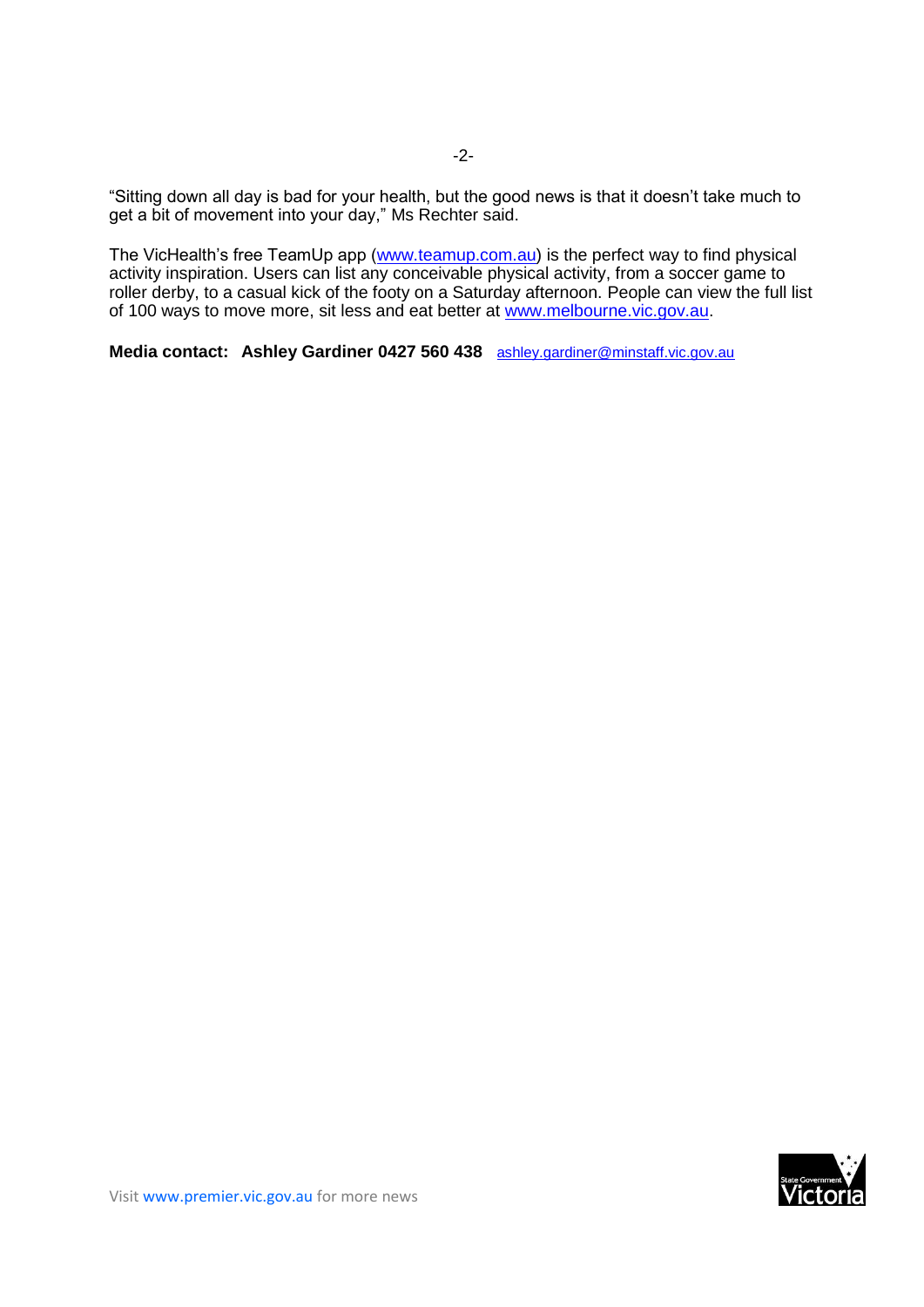"Sitting down all day is bad for your health, but the good news is that it doesn't take much to get a bit of movement into your day," Ms Rechter said.

The VicHealth's free TeamUp app (www.teamup.com.au) is the perfect way to find physical activity inspiration. Users can list any conceivable physical activity, from a soccer game to roller derby, to a casual kick of the footy on a Saturday afternoon. People can view the full list of 100 ways to move more, sit less and eat better at www.melbourne.vic.gov.au.

**Media contact: Ashley Gardiner 0427 560 438** ashley.gardiner@minstaff.vic.gov.au

Visit www.premier.vic.gov.au for more news